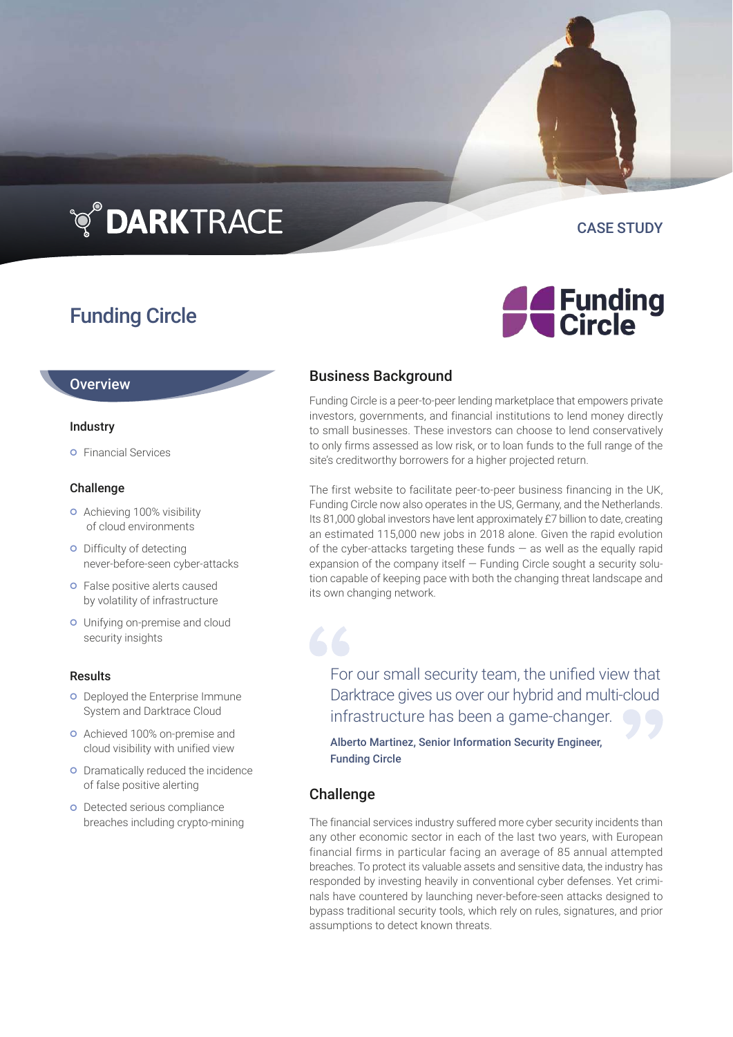DARKTRACE

CASE STUDY

# Funding Circle

## Overview

### Industry

- Financial Services

### Challenge

- Achieving 100% visibility of cloud environments
- Difficulty of detecting never-before-seen cyber-attacks
- False positive alerts caused by volatility of infrastructure
- Unifying on-premise and cloud security insights

### Results

- Deployed the Enterprise Immune System and Darktrace Cloud
- Achieved 100% on-premise and cloud visibility with unified view
- Dramatically reduced the incidence of false positive alerting
- Detected serious compliance breaches including crypto-mining

## Business Background

Funding Circle is a peer-to-peer lending marketplace that empowers private investors, governments, and financial institutions to lend money directly to small businesses. These investors can choose to lend conservatively to only firms assessed as low risk, or to loan funds to the full range of the site's creditworthy borrowers for a higher projected return.

The first website to facilitate peer-to-peer business financing in the UK, Funding Circle now also operates in the US, Germany, and the Netherlands. Its 81,000 global investors have lent approximately £7 billion to date, creating an estimated 115,000 new jobs in 2018 alone. Given the rapid evolution of the cyber-attacks targeting these funds — as well as the equally rapid expansion of the company itself — Funding Circle sought a security solution capable of keeping pace with both the changing threat landscape and its own changing network.

> "For our small security team, the unified view that Darktrace gives us over our hybrid and multi-cloud infrastructure has been a game-changer."
>
> **Alberto Martinez, Senior Information Security Engineer, Funding Circle**

## Challenge

The financial services industry suffered more cyber security incidents than any other economic sector in each of the last two years, with European financial firms in particular facing an average of 85 annual attempted breaches. To protect its valuable assets and sensitive data, the industry has responded by investing heavily in conventional cyber defenses. Yet criminals have countered by launching never-before-seen attacks designed to bypass traditional security tools, which rely on rules, signatures, and prior assumptions to detect known threats.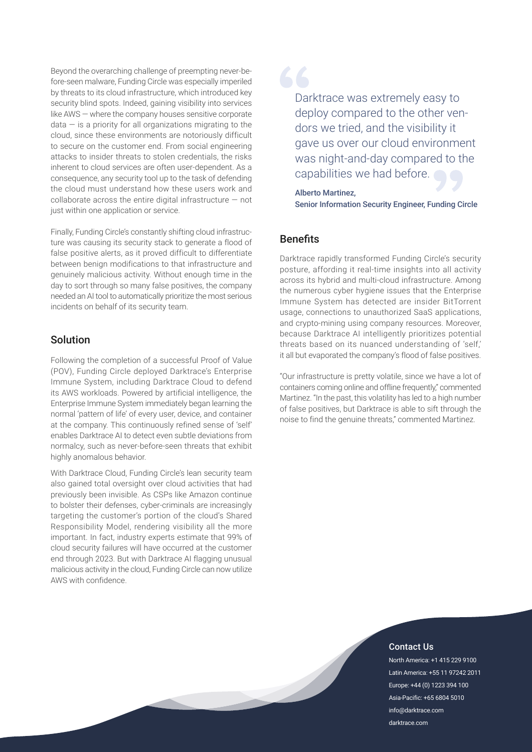Beyond the overarching challenge of preempting never-before-seen malware, Funding Circle was especially imperiled by threats to its cloud infrastructure, which introduced key security blind spots. Indeed, gaining visibility into services like AWS — where the company houses sensitive corporate data — is a priority for all organizations migrating to the cloud, since these environments are notoriously difficult to secure on the customer end. From social engineering attacks to insider threats to stolen credentials, the risks inherent to cloud services are often user-dependent. As a consequence, any security tool up to the task of defending the cloud must understand how these users work and collaborate across the entire digital infrastructure — not just within one application or service.

Finally, Funding Circle's constantly shifting cloud infrastructure was causing its security stack to generate a flood of false positive alerts, as it proved difficult to differentiate between benign modifications to that infrastructure and genuinely malicious activity. Without enough time in the day to sort through so many false positives, the company needed an AI tool to automatically prioritize the most serious incidents on behalf of its security team.

## Solution

Following the completion of a successful Proof of Value (POV), Funding Circle deployed Darktrace's Enterprise Immune System, including Darktrace Cloud to defend its AWS workloads. Powered by artificial intelligence, the Enterprise Immune System immediately began learning the normal 'pattern of life' of every user, device, and container at the company. This continuously refined sense of 'self' enables Darktrace AI to detect even subtle deviations from normalcy, such as never-before-seen threats that exhibit highly anomalous behavior.

With Darktrace Cloud, Funding Circle's lean security team also gained total oversight over cloud activities that had previously been invisible. As CSPs like Amazon continue to bolster their defenses, cyber-criminals are increasingly targeting the customer's portion of the cloud's Shared Responsibility Model, rendering visibility all the more important. In fact, industry experts estimate that 99% of cloud security failures will have occurred at the customer end through 2023. But with Darktrace AI flagging unusual malicious activity in the cloud, Funding Circle can now utilize AWS with confidence.

> Darktrace was extremely easy to deploy compared to the other vendors we tried, and the visibility it gave us over our cloud environment was night-and-day compared to the capabilities we had before.
>
> **Alberto Martinez,**
> **Senior Information Security Engineer, Funding Circle**

## Benefits

Darktrace rapidly transformed Funding Circle's security posture, affording it real-time insights into all activity across its hybrid and multi-cloud infrastructure. Among the numerous cyber hygiene issues that the Enterprise Immune System has detected are insider BitTorrent usage, connections to unauthorized SaaS applications, and crypto-mining using company resources. Moreover, because Darktrace AI intelligently prioritizes potential threats based on its nuanced understanding of 'self,' it all but evaporated the company's flood of false positives.

"Our infrastructure is pretty volatile, since we have a lot of containers coming online and offline frequently," commented Martinez. "In the past, this volatility has led to a high number of false positives, but Darktrace is able to sift through the noise to find the genuine threats," commented Martinez.

### Contact Us

North America: +1 415 229 9100
Latin America: +55 11 97242 2011
Europe: +44 (0) 1223 394 100
Asia-Pacific: +65 6804 5010
info@darktrace.com
darktrace.com